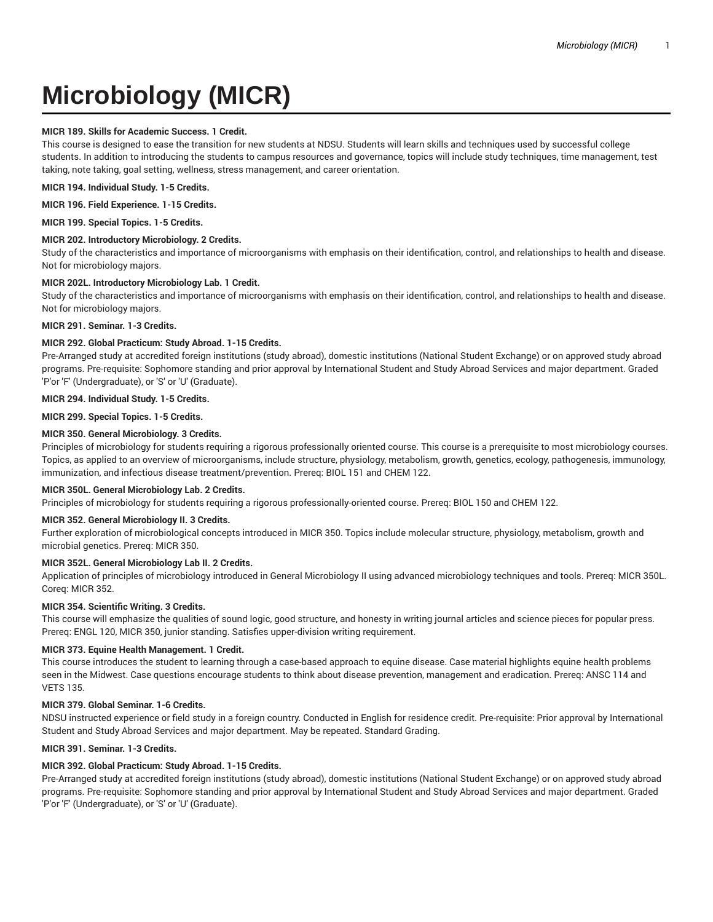# Microbiology (MICR)

**MICR 189. Skills for Academic Success. 1 Credit.**

This course is designed to ease the transition for new students at NDSU. Students will learn skills and techniques used by successful college students. In addition to introducing the students to campus resources and governance, topics will include study techniques, time management, test taking, note taking, goal setting, wellness, stress management, and career orientation.

**MICR 194. Individual Study. 1-5 Credits.**

**MICR 196. Field Experience. 1-15 Credits.**

**MICR 199. Special Topics. 1-5 Credits.**

**MICR 202. Introductory Microbiology. 2 Credits.**

Study of the characteristics and importance of microorganisms with emphasis on their identification, control, and relationships to health and disease. Not for microbiology majors.

**MICR 202L. Introductory Microbiology Lab. 1 Credit.**

Study of the characteristics and importance of microorganisms with emphasis on their identification, control, and relationships to health and disease. Not for microbiology majors.

**MICR 291. Seminar. 1-3 Credits.**

**MICR 292. Global Practicum: Study Abroad. 1-15 Credits.**

Pre-Arranged study at accredited foreign institutions (study abroad), domestic institutions (National Student Exchange) or on approved study abroad programs. Pre-requisite: Sophomore standing and prior approval by International Student and Study Abroad Services and major department. Graded 'P'or 'F' (Undergraduate), or 'S' or 'U' (Graduate).

**MICR 294. Individual Study. 1-5 Credits.**

**MICR 299. Special Topics. 1-5 Credits.**

**MICR 350. General Microbiology. 3 Credits.**

Principles of microbiology for students requiring a rigorous professionally oriented course. This course is a prerequisite to most microbiology courses. Topics, as applied to an overview of microorganisms, include structure, physiology, metabolism, growth, genetics, ecology, pathogenesis, immunology, immunization, and infectious disease treatment/prevention. Prereq: BIOL 151 and CHEM 122.

**MICR 350L. General Microbiology Lab. 2 Credits.**

Principles of microbiology for students requiring a rigorous professionally-oriented course. Prereq: BIOL 150 and CHEM 122.

**MICR 352. General Microbiology II. 3 Credits.**

Further exploration of microbiological concepts introduced in MICR 350. Topics include molecular structure, physiology, metabolism, growth and microbial genetics. Prereq: MICR 350.

**MICR 352L. General Microbiology Lab II. 2 Credits.**

Application of principles of microbiology introduced in General Microbiology II using advanced microbiology techniques and tools. Prereq: MICR 350L. Coreq: MICR 352.

**MICR 354. Scientific Writing. 3 Credits.**

This course will emphasize the qualities of sound logic, good structure, and honesty in writing journal articles and science pieces for popular press. Prereq: ENGL 120, MICR 350, junior standing. Satisfies upper-division writing requirement.

**MICR 373. Equine Health Management. 1 Credit.**

This course introduces the student to learning through a case-based approach to equine disease. Case material highlights equine health problems seen in the Midwest. Case questions encourage students to think about disease prevention, management and eradication. Prereq: ANSC 114 and VETS 135.

**MICR 379. Global Seminar. 1-6 Credits.**

NDSU instructed experience or field study in a foreign country. Conducted in English for residence credit. Pre-requisite: Prior approval by International Student and Study Abroad Services and major department. May be repeated. Standard Grading.

**MICR 391. Seminar. 1-3 Credits.**

**MICR 392. Global Practicum: Study Abroad. 1-15 Credits.**

Pre-Arranged study at accredited foreign institutions (study abroad), domestic institutions (National Student Exchange) or on approved study abroad programs. Pre-requisite: Sophomore standing and prior approval by International Student and Study Abroad Services and major department. Graded 'P'or 'F' (Undergraduate), or 'S' or 'U' (Graduate).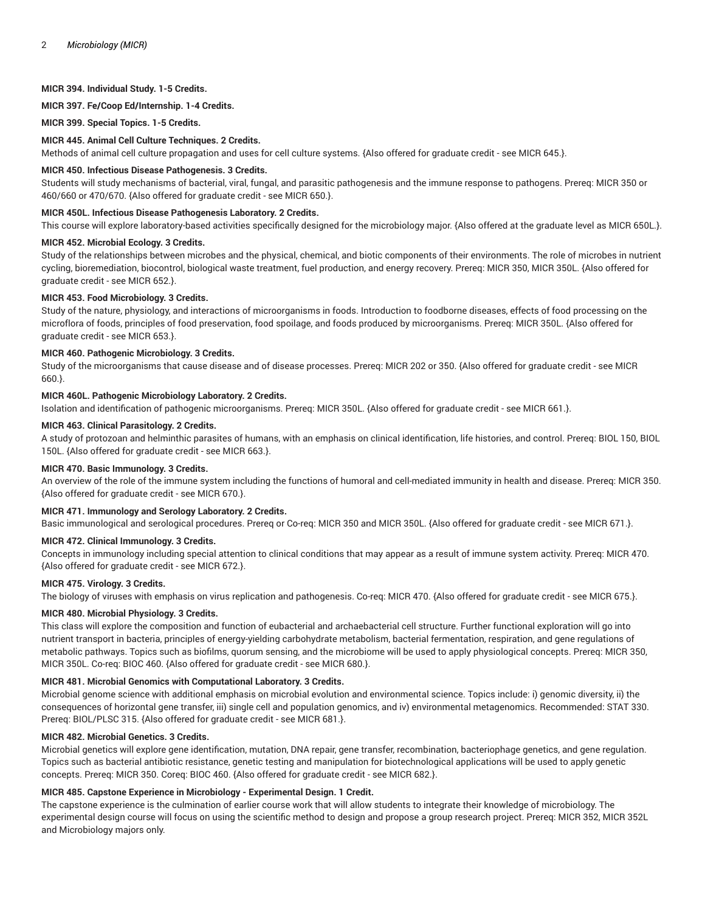**MICR 394. Individual Study. 1-5 Credits.**

**MICR 397. Fe/Coop Ed/Internship. 1-4 Credits.**

**MICR 399. Special Topics. 1-5 Credits.**

**MICR 445. Animal Cell Culture Techniques. 2 Credits.**

Methods of animal cell culture propagation and uses for cell culture systems. {Also offered for graduate credit - see MICR 645.}.

**MICR 450. Infectious Disease Pathogenesis. 3 Credits.**

Students will study mechanisms of bacterial, viral, fungal, and parasitic pathogenesis and the immune response to pathogens. Prereq: MICR 350 or 460/660 or 470/670. {Also offered for graduate credit - see MICR 650.}.

**MICR 450L. Infectious Disease Pathogenesis Laboratory. 2 Credits.**

This course will explore laboratory-based activities specifically designed for the microbiology major. {Also offered at the graduate level as MICR 650L.}.

**MICR 452. Microbial Ecology. 3 Credits.**

Study of the relationships between microbes and the physical, chemical, and biotic components of their environments. The role of microbes in nutrient cycling, bioremediation, biocontrol, biological waste treatment, fuel production, and energy recovery. Prereq: MICR 350, MICR 350L. {Also offered for graduate credit - see MICR 652.}.

**MICR 453. Food Microbiology. 3 Credits.**

Study of the nature, physiology, and interactions of microorganisms in foods. Introduction to foodborne diseases, effects of food processing on the microflora of foods, principles of food preservation, food spoilage, and foods produced by microorganisms. Prereq: MICR 350L. {Also offered for graduate credit - see MICR 653.}.

**MICR 460. Pathogenic Microbiology. 3 Credits.**

Study of the microorganisms that cause disease and of disease processes. Prereq: MICR 202 or 350. {Also offered for graduate credit - see MICR 660.}.

**MICR 460L. Pathogenic Microbiology Laboratory. 2 Credits.**

Isolation and identification of pathogenic microorganisms. Prereq: MICR 350L. {Also offered for graduate credit - see MICR 661.}.

**MICR 463. Clinical Parasitology. 2 Credits.**

A study of protozoan and helminthic parasites of humans, with an emphasis on clinical identification, life histories, and control. Prereq: BIOL 150, BIOL 150L. {Also offered for graduate credit - see MICR 663.}.

**MICR 470. Basic Immunology. 3 Credits.**

An overview of the role of the immune system including the functions of humoral and cell-mediated immunity in health and disease. Prereq: MICR 350. {Also offered for graduate credit - see MICR 670.}.

**MICR 471. Immunology and Serology Laboratory. 2 Credits.**

Basic immunological and serological procedures. Prereq or Co-req: MICR 350 and MICR 350L. {Also offered for graduate credit - see MICR 671.}.

**MICR 472. Clinical Immunology. 3 Credits.**

Concepts in immunology including special attention to clinical conditions that may appear as a result of immune system activity. Prereq: MICR 470. {Also offered for graduate credit - see MICR 672.}.

**MICR 475. Virology. 3 Credits.**

The biology of viruses with emphasis on virus replication and pathogenesis. Co-req: MICR 470. {Also offered for graduate credit - see MICR 675.}.

**MICR 480. Microbial Physiology. 3 Credits.**

This class will explore the composition and function of eubacterial and archaebacterial cell structure. Further functional exploration will go into nutrient transport in bacteria, principles of energy-yielding carbohydrate metabolism, bacterial fermentation, respiration, and gene regulations of metabolic pathways. Topics such as biofilms, quorum sensing, and the microbiome will be used to apply physiological concepts. Prereq: MICR 350, MICR 350L. Co-req: BIOC 460. {Also offered for graduate credit - see MICR 680.}.

**MICR 481. Microbial Genomics with Computational Laboratory. 3 Credits.**

Microbial genome science with additional emphasis on microbial evolution and environmental science. Topics include: i) genomic diversity, ii) the consequences of horizontal gene transfer, iii) single cell and population genomics, and iv) environmental metagenomics. Recommended: STAT 330. Prereq: BIOL/PLSC 315. {Also offered for graduate credit - see MICR 681.}.

**MICR 482. Microbial Genetics. 3 Credits.**

Microbial genetics will explore gene identification, mutation, DNA repair, gene transfer, recombination, bacteriophage genetics, and gene regulation. Topics such as bacterial antibiotic resistance, genetic testing and manipulation for biotechnological applications will be used to apply genetic concepts. Prereq: MICR 350. Coreq: BIOC 460. {Also offered for graduate credit - see MICR 682.}.

**MICR 485. Capstone Experience in Microbiology - Experimental Design. 1 Credit.**

The capstone experience is the culmination of earlier course work that will allow students to integrate their knowledge of microbiology. The experimental design course will focus on using the scientific method to design and propose a group research project. Prereq: MICR 352, MICR 352L and Microbiology majors only.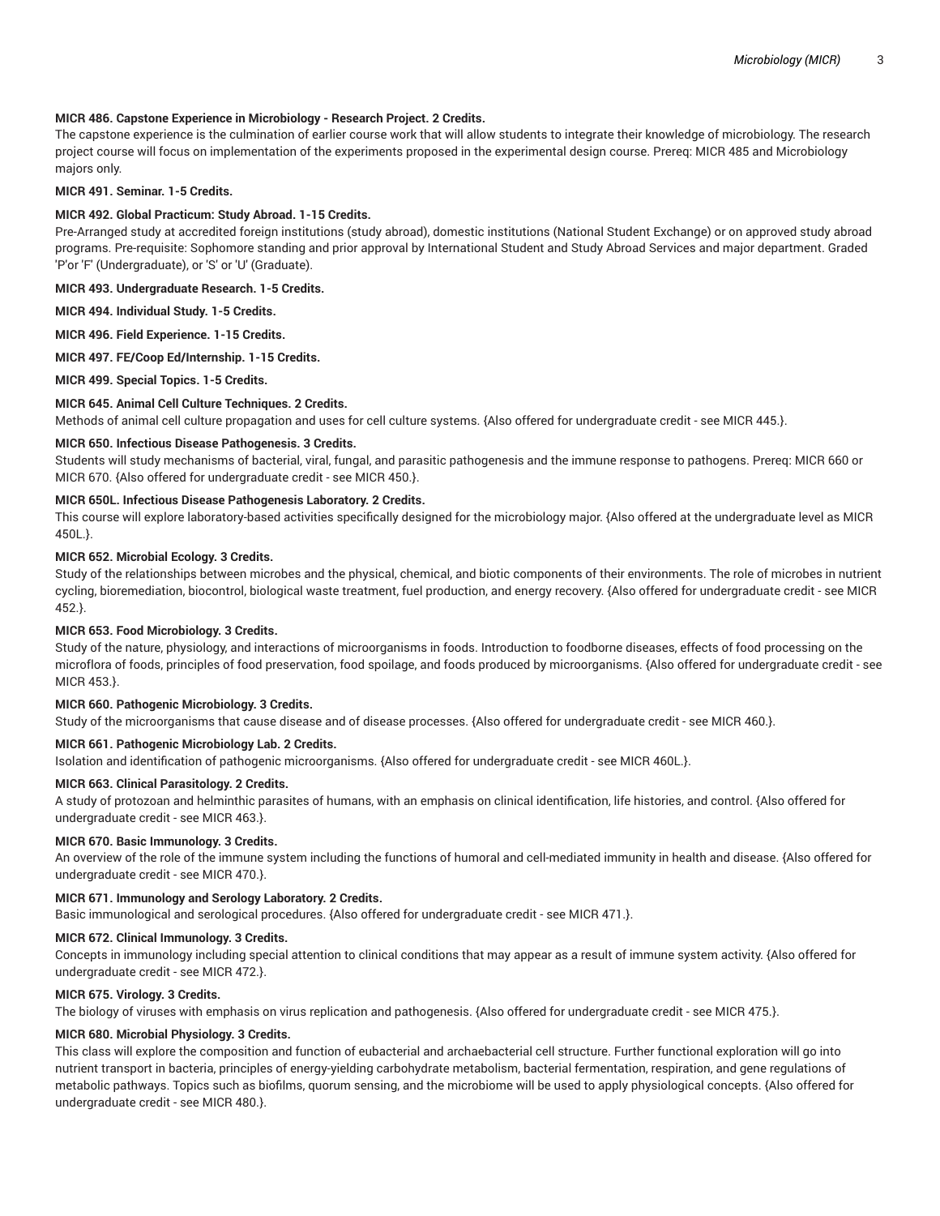**MICR 486. Capstone Experience in Microbiology - Research Project. 2 Credits.**

The capstone experience is the culmination of earlier course work that will allow students to integrate their knowledge of microbiology. The research project course will focus on implementation of the experiments proposed in the experimental design course. Prereq: MICR 485 and Microbiology majors only.

**MICR 491. Seminar. 1-5 Credits.**

**MICR 492. Global Practicum: Study Abroad. 1-15 Credits.**

Pre-Arranged study at accredited foreign institutions (study abroad), domestic institutions (National Student Exchange) or on approved study abroad programs. Pre-requisite: Sophomore standing and prior approval by International Student and Study Abroad Services and major department. Graded 'P'or 'F' (Undergraduate), or 'S' or 'U' (Graduate).

**MICR 493. Undergraduate Research. 1-5 Credits.**

**MICR 494. Individual Study. 1-5 Credits.**

**MICR 496. Field Experience. 1-15 Credits.**

**MICR 497. FE/Coop Ed/Internship. 1-15 Credits.**

**MICR 499. Special Topics. 1-5 Credits.**

**MICR 645. Animal Cell Culture Techniques. 2 Credits.**

Methods of animal cell culture propagation and uses for cell culture systems. {Also offered for undergraduate credit - see MICR 445.}.

**MICR 650. Infectious Disease Pathogenesis. 3 Credits.**

Students will study mechanisms of bacterial, viral, fungal, and parasitic pathogenesis and the immune response to pathogens. Prereq: MICR 660 or MICR 670. {Also offered for undergraduate credit - see MICR 450.}.

**MICR 650L. Infectious Disease Pathogenesis Laboratory. 2 Credits.**

This course will explore laboratory-based activities specifically designed for the microbiology major. {Also offered at the undergraduate level as MICR 450L.}.

**MICR 652. Microbial Ecology. 3 Credits.**

Study of the relationships between microbes and the physical, chemical, and biotic components of their environments. The role of microbes in nutrient cycling, bioremediation, biocontrol, biological waste treatment, fuel production, and energy recovery. {Also offered for undergraduate credit - see MICR 452.}.

**MICR 653. Food Microbiology. 3 Credits.**

Study of the nature, physiology, and interactions of microorganisms in foods. Introduction to foodborne diseases, effects of food processing on the microflora of foods, principles of food preservation, food spoilage, and foods produced by microorganisms. {Also offered for undergraduate credit - see MICR 453.}.

**MICR 660. Pathogenic Microbiology. 3 Credits.**

Study of the microorganisms that cause disease and of disease processes. {Also offered for undergraduate credit - see MICR 460.}.

**MICR 661. Pathogenic Microbiology Lab. 2 Credits.**

Isolation and identification of pathogenic microorganisms. {Also offered for undergraduate credit - see MICR 460L.}.

**MICR 663. Clinical Parasitology. 2 Credits.**

A study of protozoan and helminthic parasites of humans, with an emphasis on clinical identification, life histories, and control. {Also offered for undergraduate credit - see MICR 463.}.

**MICR 670. Basic Immunology. 3 Credits.**

An overview of the role of the immune system including the functions of humoral and cell-mediated immunity in health and disease. {Also offered for undergraduate credit - see MICR 470.}.

**MICR 671. Immunology and Serology Laboratory. 2 Credits.**

Basic immunological and serological procedures. {Also offered for undergraduate credit - see MICR 471.}.

**MICR 672. Clinical Immunology. 3 Credits.**

Concepts in immunology including special attention to clinical conditions that may appear as a result of immune system activity. {Also offered for undergraduate credit - see MICR 472.}.

**MICR 675. Virology. 3 Credits.**

The biology of viruses with emphasis on virus replication and pathogenesis. {Also offered for undergraduate credit - see MICR 475.}.

**MICR 680. Microbial Physiology. 3 Credits.**

This class will explore the composition and function of eubacterial and archaebacterial cell structure. Further functional exploration will go into nutrient transport in bacteria, principles of energy-yielding carbohydrate metabolism, bacterial fermentation, respiration, and gene regulations of metabolic pathways. Topics such as biofilms, quorum sensing, and the microbiome will be used to apply physiological concepts. {Also offered for undergraduate credit - see MICR 480.}.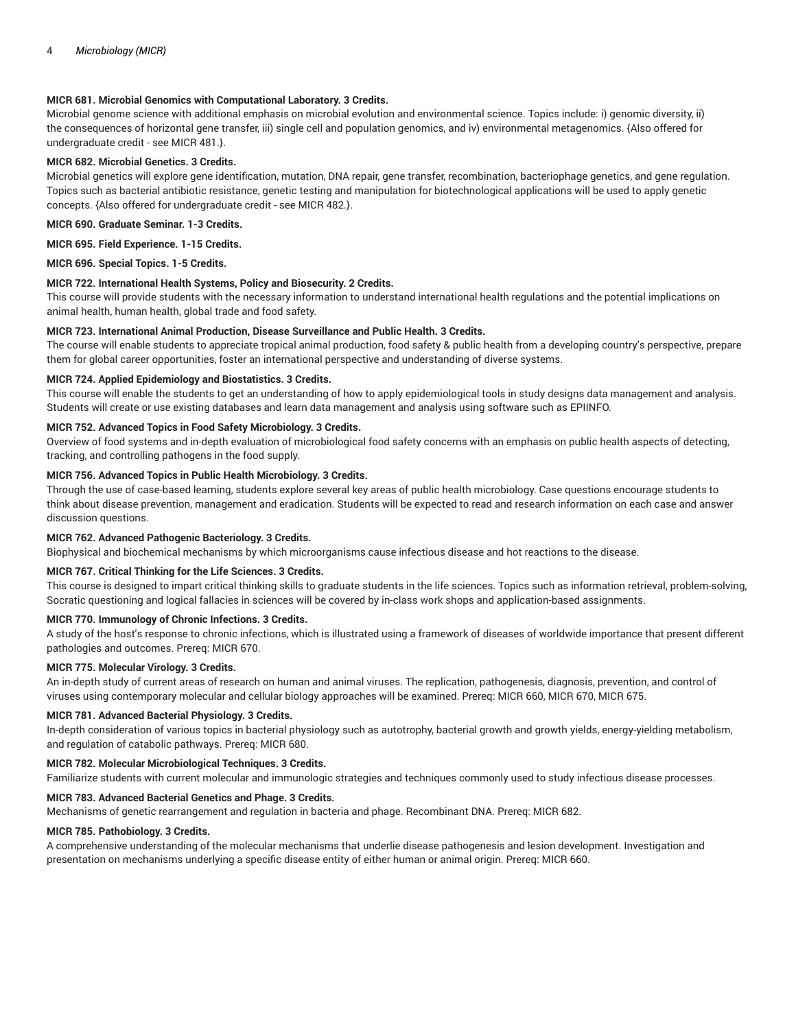**MICR 681. Microbial Genomics with Computational Laboratory. 3 Credits.**
Microbial genome science with additional emphasis on microbial evolution and environmental science. Topics include: i) genomic diversity, ii) the consequences of horizontal gene transfer, iii) single cell and population genomics, and iv) environmental metagenomics. {Also offered for undergraduate credit - see MICR 481.}.

**MICR 682. Microbial Genetics. 3 Credits.**
Microbial genetics will explore gene identification, mutation, DNA repair, gene transfer, recombination, bacteriophage genetics, and gene regulation. Topics such as bacterial antibiotic resistance, genetic testing and manipulation for biotechnological applications will be used to apply genetic concepts. {Also offered for undergraduate credit - see MICR 482.}.

**MICR 690. Graduate Seminar. 1-3 Credits.**

**MICR 695. Field Experience. 1-15 Credits.**

**MICR 696. Special Topics. 1-5 Credits.**

**MICR 722. International Health Systems, Policy and Biosecurity. 2 Credits.**
This course will provide students with the necessary information to understand international health regulations and the potential implications on animal health, human health, global trade and food safety.

**MICR 723. International Animal Production, Disease Surveillance and Public Health. 3 Credits.**
The course will enable students to appreciate tropical animal production, food safety & public health from a developing country's perspective, prepare them for global career opportunities, foster an international perspective and understanding of diverse systems.

**MICR 724. Applied Epidemiology and Biostatistics. 3 Credits.**
This course will enable the students to get an understanding of how to apply epidemiological tools in study designs data management and analysis. Students will create or use existing databases and learn data management and analysis using software such as EPIINFO.

**MICR 752. Advanced Topics in Food Safety Microbiology. 3 Credits.**
Overview of food systems and in-depth evaluation of microbiological food safety concerns with an emphasis on public health aspects of detecting, tracking, and controlling pathogens in the food supply.

**MICR 756. Advanced Topics in Public Health Microbiology. 3 Credits.**
Through the use of case-based learning, students explore several key areas of public health microbiology. Case questions encourage students to think about disease prevention, management and eradication. Students will be expected to read and research information on each case and answer discussion questions.

**MICR 762. Advanced Pathogenic Bacteriology. 3 Credits.**
Biophysical and biochemical mechanisms by which microorganisms cause infectious disease and hot reactions to the disease.

**MICR 767. Critical Thinking for the Life Sciences. 3 Credits.**
This course is designed to impart critical thinking skills to graduate students in the life sciences. Topics such as information retrieval, problem-solving, Socratic questioning and logical fallacies in sciences will be covered by in-class work shops and application-based assignments.

**MICR 770. Immunology of Chronic Infections. 3 Credits.**
A study of the host's response to chronic infections, which is illustrated using a framework of diseases of worldwide importance that present different pathologies and outcomes. Prereq: MICR 670.

**MICR 775. Molecular Virology. 3 Credits.**
An in-depth study of current areas of research on human and animal viruses. The replication, pathogenesis, diagnosis, prevention, and control of viruses using contemporary molecular and cellular biology approaches will be examined. Prereq: MICR 660, MICR 670, MICR 675.

**MICR 781. Advanced Bacterial Physiology. 3 Credits.**
In-depth consideration of various topics in bacterial physiology such as autotrophy, bacterial growth and growth yields, energy-yielding metabolism, and regulation of catabolic pathways. Prereq: MICR 680.

**MICR 782. Molecular Microbiological Techniques. 3 Credits.**
Familiarize students with current molecular and immunologic strategies and techniques commonly used to study infectious disease processes.

**MICR 783. Advanced Bacterial Genetics and Phage. 3 Credits.**
Mechanisms of genetic rearrangement and regulation in bacteria and phage. Recombinant DNA. Prereq: MICR 682.

**MICR 785. Pathobiology. 3 Credits.**
A comprehensive understanding of the molecular mechanisms that underlie disease pathogenesis and lesion development. Investigation and presentation on mechanisms underlying a specific disease entity of either human or animal origin. Prereq: MICR 660.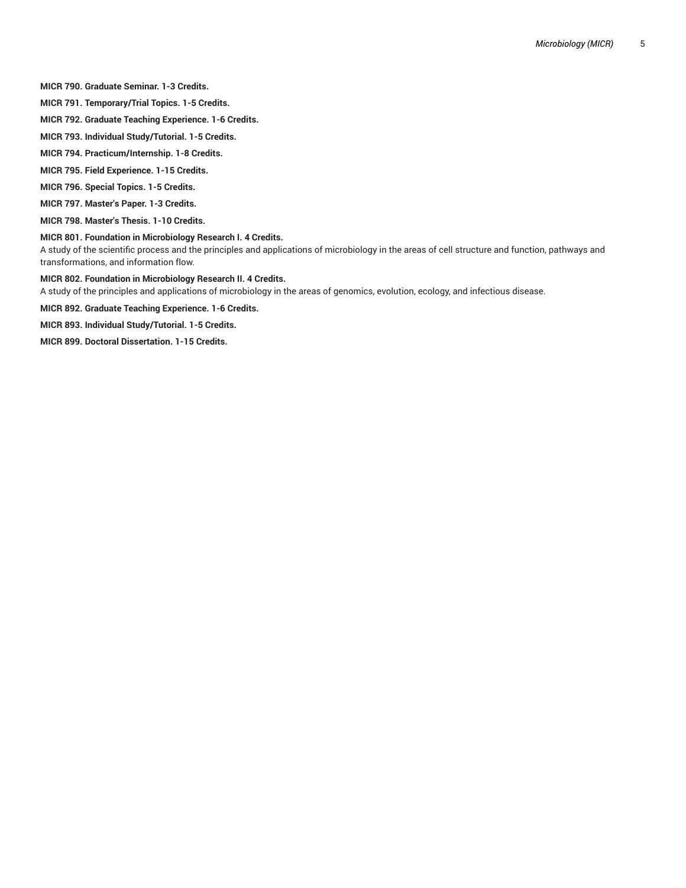**MICR 790. Graduate Seminar. 1-3 Credits.**

**MICR 791. Temporary/Trial Topics. 1-5 Credits.**

**MICR 792. Graduate Teaching Experience. 1-6 Credits.**

**MICR 793. Individual Study/Tutorial. 1-5 Credits.**

**MICR 794. Practicum/Internship. 1-8 Credits.**

**MICR 795. Field Experience. 1-15 Credits.**

**MICR 796. Special Topics. 1-5 Credits.**

**MICR 797. Master's Paper. 1-3 Credits.**

**MICR 798. Master's Thesis. 1-10 Credits.**

**MICR 801. Foundation in Microbiology Research I. 4 Credits.**
A study of the scientific process and the principles and applications of microbiology in the areas of cell structure and function, pathways and transformations, and information flow.

**MICR 802. Foundation in Microbiology Research II. 4 Credits.**
A study of the principles and applications of microbiology in the areas of genomics, evolution, ecology, and infectious disease.

**MICR 892. Graduate Teaching Experience. 1-6 Credits.**

**MICR 893. Individual Study/Tutorial. 1-5 Credits.**

**MICR 899. Doctoral Dissertation. 1-15 Credits.**